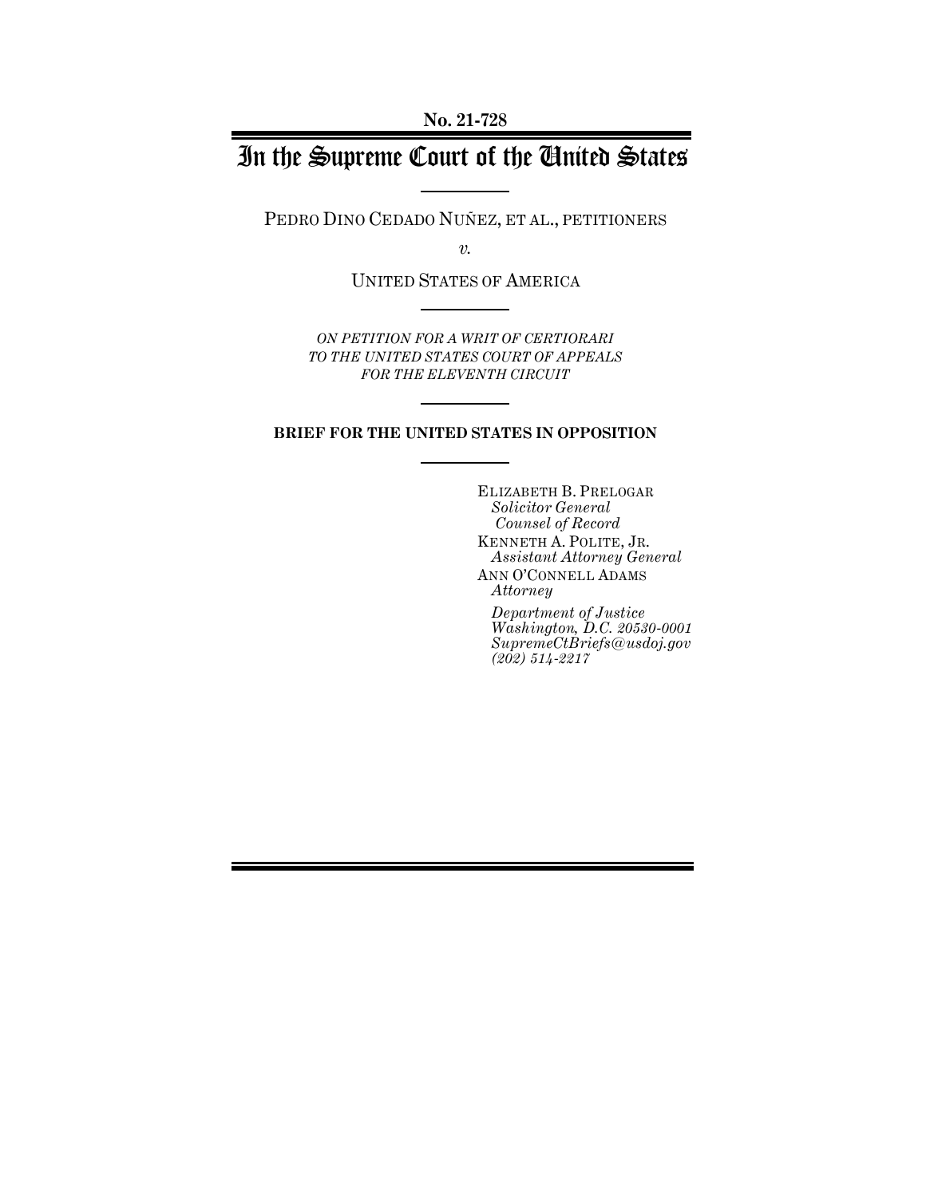**No. 21-728**

# In the Supreme Court of the United States

PEDRO DINO CEDADO NUÑEZ, ET AL., PETITIONERS

*v.*

UNITED STATES OF AMERICA

*ON PETITION FOR A WRIT OF CERTIORARI TO THE UNITED STATES COURT OF APPEALS FOR THE ELEVENTH CIRCUIT*

**BRIEF FOR THE UNITED STATES IN OPPOSITION**

ELIZABETH B. PRELOGAR
*Solicitor General*
*Counsel of Record*
KENNETH A. POLITE, JR.
*Assistant Attorney General*
ANN O'CONNELL ADAMS
*Attorney*

*Department of Justice*
*Washington, D.C. 20530-0001*
*SupremeCtBriefs@usdoj.gov*
*(202) 514-2217*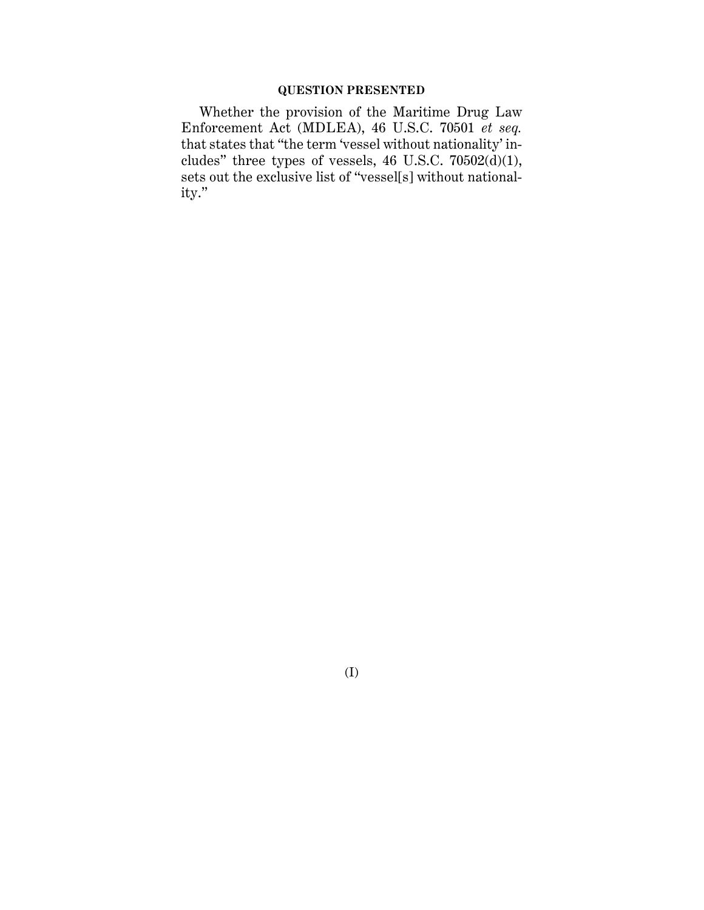## QUESTION PRESENTED

Whether the provision of the Maritime Drug Law Enforcement Act (MDLEA), 46 U.S.C. 70501 *et seq.* that states that "the term 'vessel without nationality' includes" three types of vessels, 46 U.S.C. 70502(d)(1), sets out the exclusive list of "vessel[s] without nationality."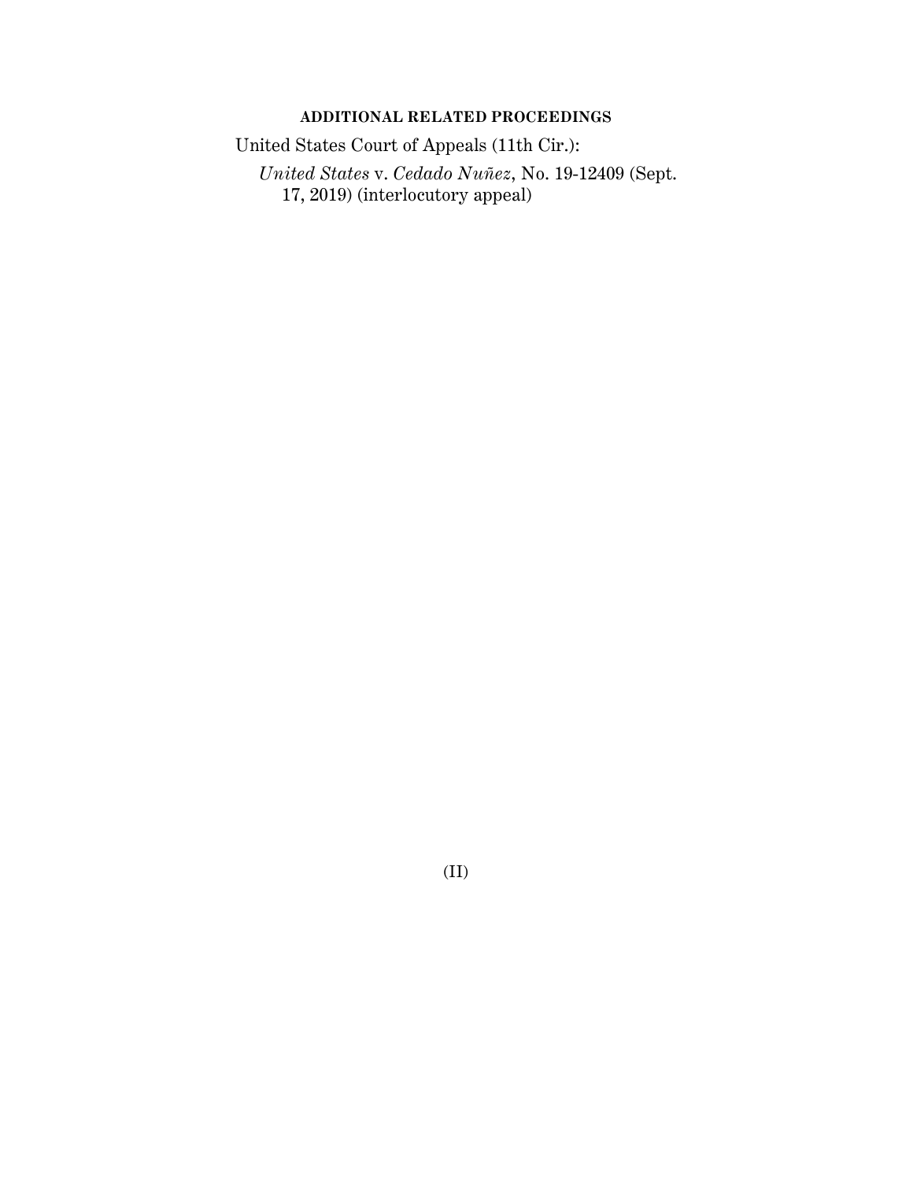## ADDITIONAL RELATED PROCEEDINGS

United States Court of Appeals (11th Cir.):

*United States* v. *Cedado Nuñez*, No. 19-12409 (Sept. 17, 2019) (interlocutory appeal)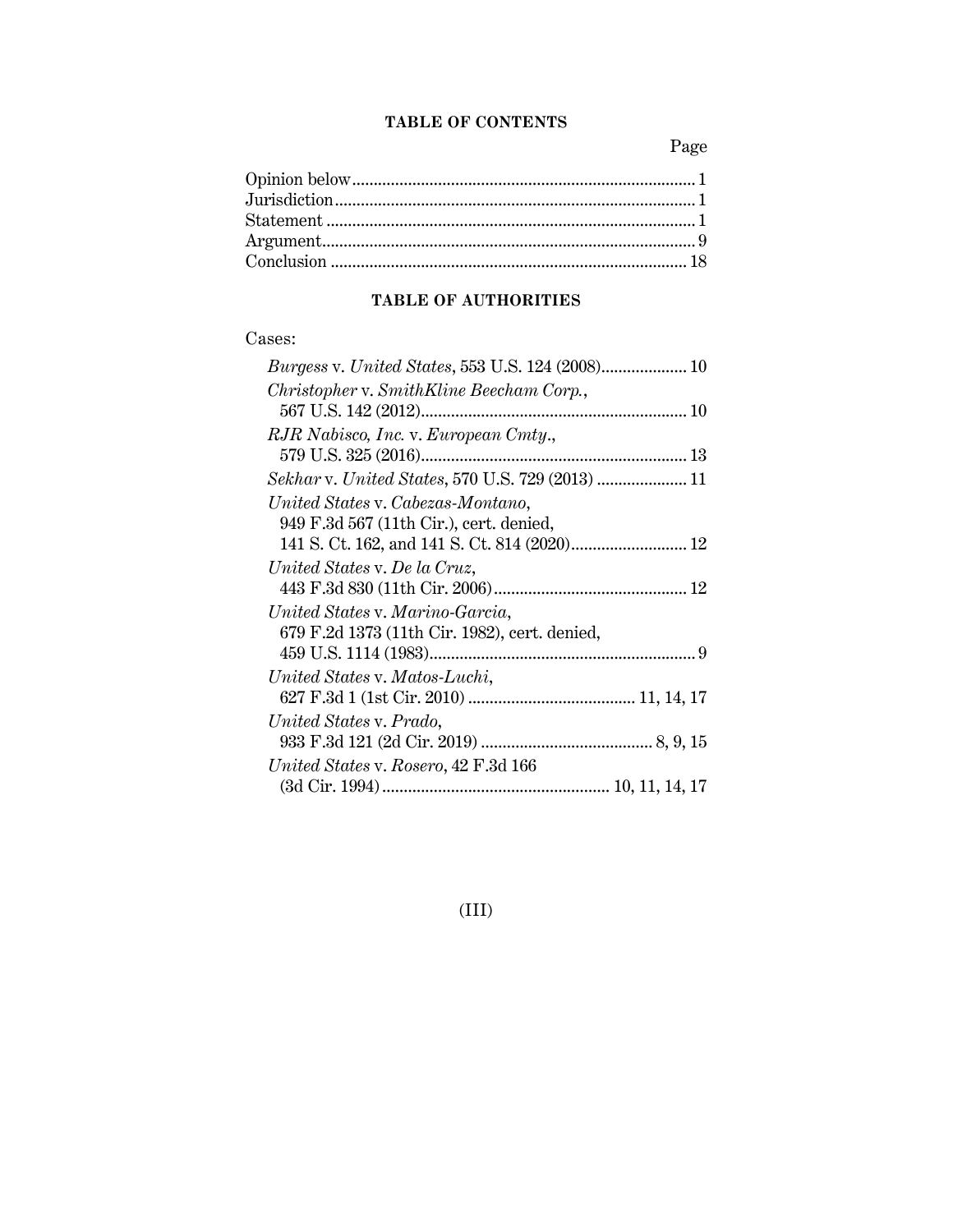## TABLE OF CONTENTS

| | Page |
|---|---|
| Opinion below | 1 |
| Jurisdiction | 1 |
| Statement | 1 |
| Argument | 9 |
| Conclusion | 18 |

## TABLE OF AUTHORITIES

Cases:

*Burgess* v. *United States*, 553 U.S. 124 (2008) .................... 10

*Christopher* v. *SmithKline Beecham Corp.*, 567 U.S. 142 (2012) .................... 10

*RJR Nabisco, Inc.* v. *European Cmty.*, 579 U.S. 325 (2016) .................... 13

*Sekhar* v. *United States*, 570 U.S. 729 (2013) .................... 11

*United States* v. *Cabezas-Montano*, 949 F.3d 567 (11th Cir.), cert. denied, 141 S. Ct. 162, and 141 S. Ct. 814 (2020) .................... 12

*United States* v. *De la Cruz*, 443 F.3d 830 (11th Cir. 2006) .................... 12

*United States* v. *Marino-Garcia*, 679 F.2d 1373 (11th Cir. 1982), cert. denied, 459 U.S. 1114 (1983) .................... 9

*United States* v. *Matos-Luchi*, 627 F.3d 1 (1st Cir. 2010) .................... 11, 14, 17

*United States* v. *Prado*, 933 F.3d 121 (2d Cir. 2019) .................... 8, 9, 15

*United States* v. *Rosero*, 42 F.3d 166 (3d Cir. 1994) .................... 10, 11, 14, 17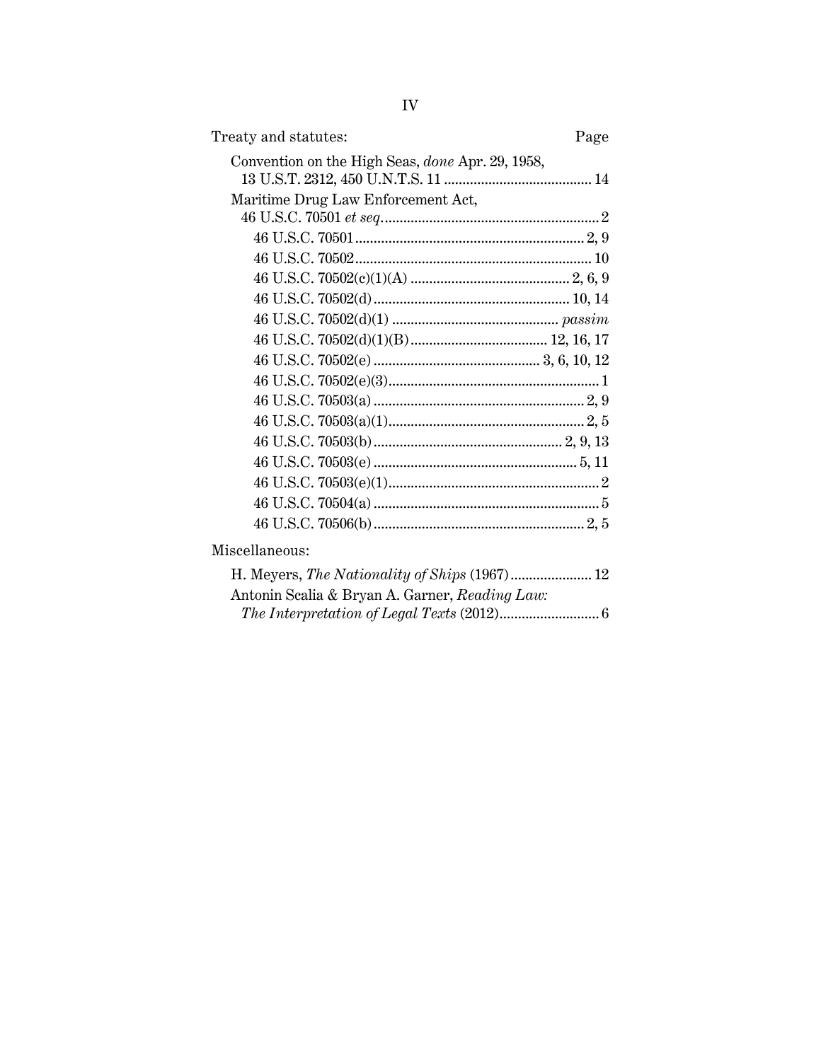| Treaty and statutes: | Page |
|---|---|
| Convention on the High Seas, *done* Apr. 29, 1958, 13 U.S.T. 2312, 450 U.N.T.S. 11 | 14 |
| Maritime Drug Law Enforcement Act, 46 U.S.C. 70501 *et seq.* | 2 |
| 46 U.S.C. 70501 | 2, 9 |
| 46 U.S.C. 70502 | 10 |
| 46 U.S.C. 70502(c)(1)(A) | 2, 6, 9 |
| 46 U.S.C. 70502(d) | 10, 14 |
| 46 U.S.C. 70502(d)(1) | *passim* |
| 46 U.S.C. 70502(d)(1)(B) | 12, 16, 17 |
| 46 U.S.C. 70502(e) | 3, 6, 10, 12 |
| 46 U.S.C. 70502(e)(3) | 1 |
| 46 U.S.C. 70503(a) | 2, 9 |
| 46 U.S.C. 70503(a)(1) | 2, 5 |
| 46 U.S.C. 70503(b) | 2, 9, 13 |
| 46 U.S.C. 70503(e) | 5, 11 |
| 46 U.S.C. 70503(e)(1) | 2 |
| 46 U.S.C. 70504(a) | 5 |
| 46 U.S.C. 70506(b) | 2, 5 |

| Miscellaneous: | |
|---|---|
| H. Meyers, *The Nationality of Ships* (1967) | 12 |
| Antonin Scalia & Bryan A. Garner, *Reading Law: The Interpretation of Legal Texts* (2012) | 6 |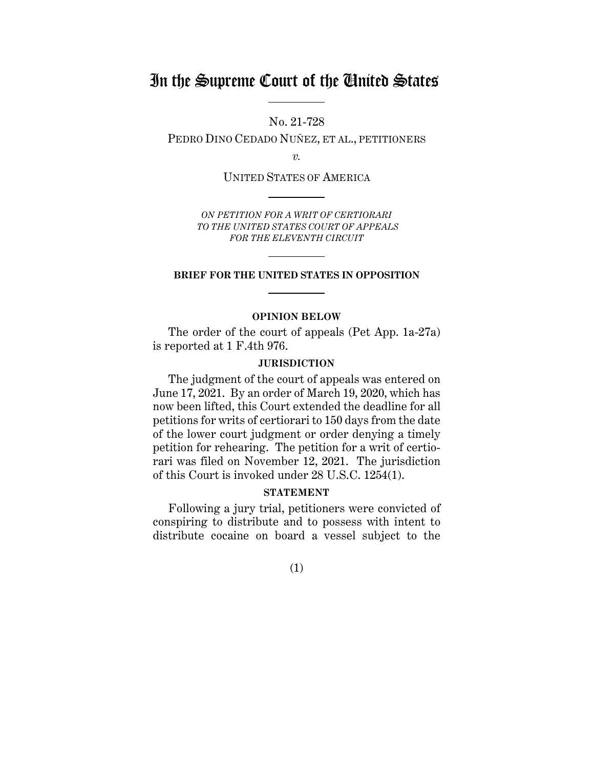# In the Supreme Court of the United States

No. 21-728

PEDRO DINO CEDADO NUÑEZ, ET AL., PETITIONERS

*v.*

UNITED STATES OF AMERICA

*ON PETITION FOR A WRIT OF CERTIORARI TO THE UNITED STATES COURT OF APPEALS FOR THE ELEVENTH CIRCUIT*

**BRIEF FOR THE UNITED STATES IN OPPOSITION**

## OPINION BELOW

The order of the court of appeals (Pet App. 1a-27a) is reported at 1 F.4th 976.

## JURISDICTION

The judgment of the court of appeals was entered on June 17, 2021. By an order of March 19, 2020, which has now been lifted, this Court extended the deadline for all petitions for writs of certiorari to 150 days from the date of the lower court judgment or order denying a timely petition for rehearing. The petition for a writ of certiorari was filed on November 12, 2021. The jurisdiction of this Court is invoked under 28 U.S.C. 1254(1).

## STATEMENT

Following a jury trial, petitioners were convicted of conspiring to distribute and to possess with intent to distribute cocaine on board a vessel subject to the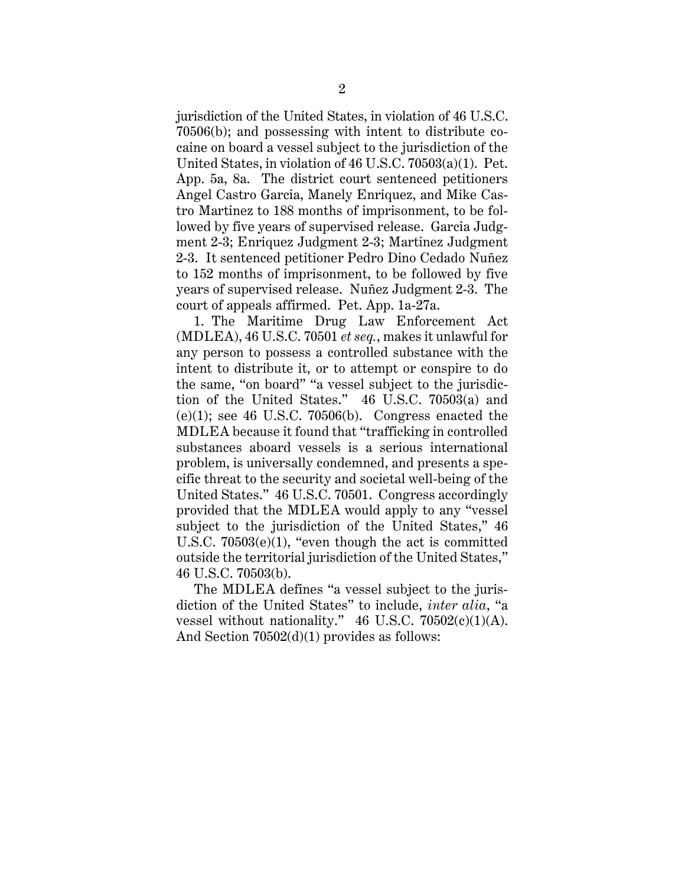jurisdiction of the United States, in violation of 46 U.S.C. 70506(b); and possessing with intent to distribute cocaine on board a vessel subject to the jurisdiction of the United States, in violation of 46 U.S.C. 70503(a)(1). Pet. App. 5a, 8a. The district court sentenced petitioners Angel Castro Garcia, Manely Enriquez, and Mike Castro Martinez to 188 months of imprisonment, to be followed by five years of supervised release. Garcia Judgment 2-3; Enriquez Judgment 2-3; Martinez Judgment 2-3. It sentenced petitioner Pedro Dino Cedado Nuñez to 152 months of imprisonment, to be followed by five years of supervised release. Nuñez Judgment 2-3. The court of appeals affirmed. Pet. App. 1a-27a.

1. The Maritime Drug Law Enforcement Act (MDLEA), 46 U.S.C. 70501 *et seq.*, makes it unlawful for any person to possess a controlled substance with the intent to distribute it, or to attempt or conspire to do the same, "on board" "a vessel subject to the jurisdiction of the United States." 46 U.S.C. 70503(a) and (e)(1); see 46 U.S.C. 70506(b). Congress enacted the MDLEA because it found that "trafficking in controlled substances aboard vessels is a serious international problem, is universally condemned, and presents a specific threat to the security and societal well-being of the United States." 46 U.S.C. 70501. Congress accordingly provided that the MDLEA would apply to any "vessel subject to the jurisdiction of the United States," 46 U.S.C. 70503(e)(1), "even though the act is committed outside the territorial jurisdiction of the United States," 46 U.S.C. 70503(b).

The MDLEA defines "a vessel subject to the jurisdiction of the United States" to include, *inter alia*, "a vessel without nationality." 46 U.S.C. 70502(c)(1)(A). And Section 70502(d)(1) provides as follows: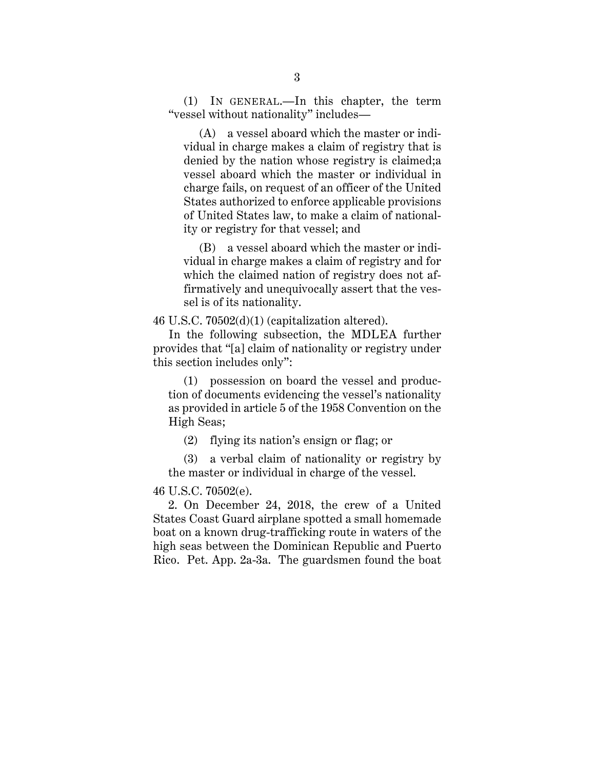(1) IN GENERAL.—In this chapter, the term "vessel without nationality" includes—

(A) a vessel aboard which the master or individual in charge makes a claim of registry that is denied by the nation whose registry is claimed;a vessel aboard which the master or individual in charge fails, on request of an officer of the United States authorized to enforce applicable provisions of United States law, to make a claim of nationality or registry for that vessel; and

(B) a vessel aboard which the master or individual in charge makes a claim of registry and for which the claimed nation of registry does not affirmatively and unequivocally assert that the vessel is of its nationality.

46 U.S.C. 70502(d)(1) (capitalization altered).

In the following subsection, the MDLEA further provides that "[a] claim of nationality or registry under this section includes only":

(1) possession on board the vessel and production of documents evidencing the vessel's nationality as provided in article 5 of the 1958 Convention on the High Seas;

(2) flying its nation's ensign or flag; or

(3) a verbal claim of nationality or registry by the master or individual in charge of the vessel.

46 U.S.C. 70502(e).

2. On December 24, 2018, the crew of a United States Coast Guard airplane spotted a small homemade boat on a known drug-trafficking route in waters of the high seas between the Dominican Republic and Puerto Rico. Pet. App. 2a-3a. The guardsmen found the boat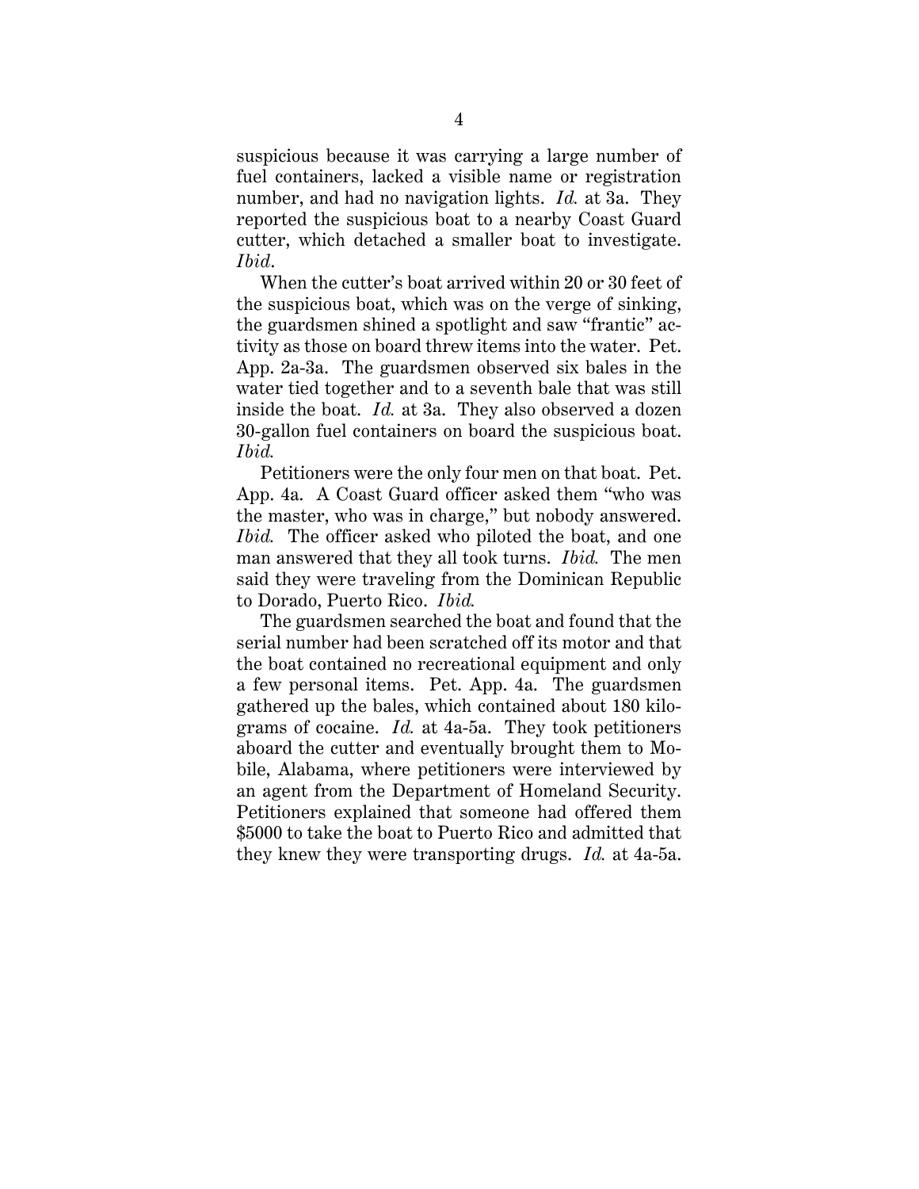suspicious because it was carrying a large number of fuel containers, lacked a visible name or registration number, and had no navigation lights. *Id.* at 3a. They reported the suspicious boat to a nearby Coast Guard cutter, which detached a smaller boat to investigate. *Ibid*.

When the cutter's boat arrived within 20 or 30 feet of the suspicious boat, which was on the verge of sinking, the guardsmen shined a spotlight and saw "frantic" activity as those on board threw items into the water. Pet. App. 2a-3a. The guardsmen observed six bales in the water tied together and to a seventh bale that was still inside the boat. *Id.* at 3a. They also observed a dozen 30-gallon fuel containers on board the suspicious boat. *Ibid.*

Petitioners were the only four men on that boat. Pet. App. 4a. A Coast Guard officer asked them "who was the master, who was in charge," but nobody answered. *Ibid.* The officer asked who piloted the boat, and one man answered that they all took turns. *Ibid.* The men said they were traveling from the Dominican Republic to Dorado, Puerto Rico. *Ibid.*

The guardsmen searched the boat and found that the serial number had been scratched off its motor and that the boat contained no recreational equipment and only a few personal items. Pet. App. 4a. The guardsmen gathered up the bales, which contained about 180 kilograms of cocaine. *Id.* at 4a-5a. They took petitioners aboard the cutter and eventually brought them to Mobile, Alabama, where petitioners were interviewed by an agent from the Department of Homeland Security. Petitioners explained that someone had offered them $5000 to take the boat to Puerto Rico and admitted that they knew they were transporting drugs. *Id.* at 4a-5a.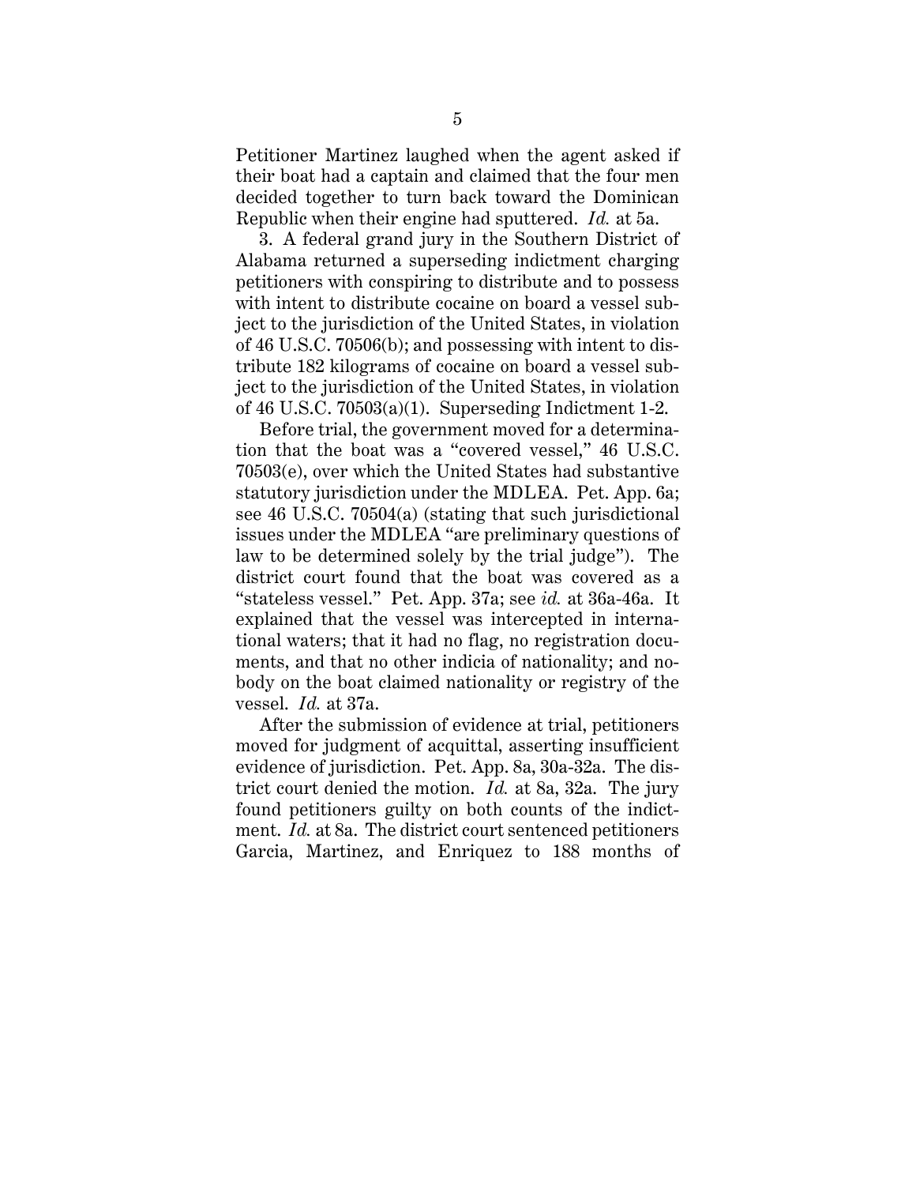Petitioner Martinez laughed when the agent asked if their boat had a captain and claimed that the four men decided together to turn back toward the Dominican Republic when their engine had sputtered. *Id.* at 5a.

3. A federal grand jury in the Southern District of Alabama returned a superseding indictment charging petitioners with conspiring to distribute and to possess with intent to distribute cocaine on board a vessel subject to the jurisdiction of the United States, in violation of 46 U.S.C. 70506(b); and possessing with intent to distribute 182 kilograms of cocaine on board a vessel subject to the jurisdiction of the United States, in violation of 46 U.S.C. 70503(a)(1). Superseding Indictment 1-2.

Before trial, the government moved for a determination that the boat was a "covered vessel," 46 U.S.C. 70503(e), over which the United States had substantive statutory jurisdiction under the MDLEA. Pet. App. 6a; see 46 U.S.C. 70504(a) (stating that such jurisdictional issues under the MDLEA "are preliminary questions of law to be determined solely by the trial judge"). The district court found that the boat was covered as a "stateless vessel." Pet. App. 37a; see *id.* at 36a-46a. It explained that the vessel was intercepted in international waters; that it had no flag, no registration documents, and that no other indicia of nationality; and nobody on the boat claimed nationality or registry of the vessel. *Id.* at 37a.

After the submission of evidence at trial, petitioners moved for judgment of acquittal, asserting insufficient evidence of jurisdiction. Pet. App. 8a, 30a-32a. The district court denied the motion. *Id.* at 8a, 32a. The jury found petitioners guilty on both counts of the indictment. *Id.* at 8a. The district court sentenced petitioners Garcia, Martinez, and Enriquez to 188 months of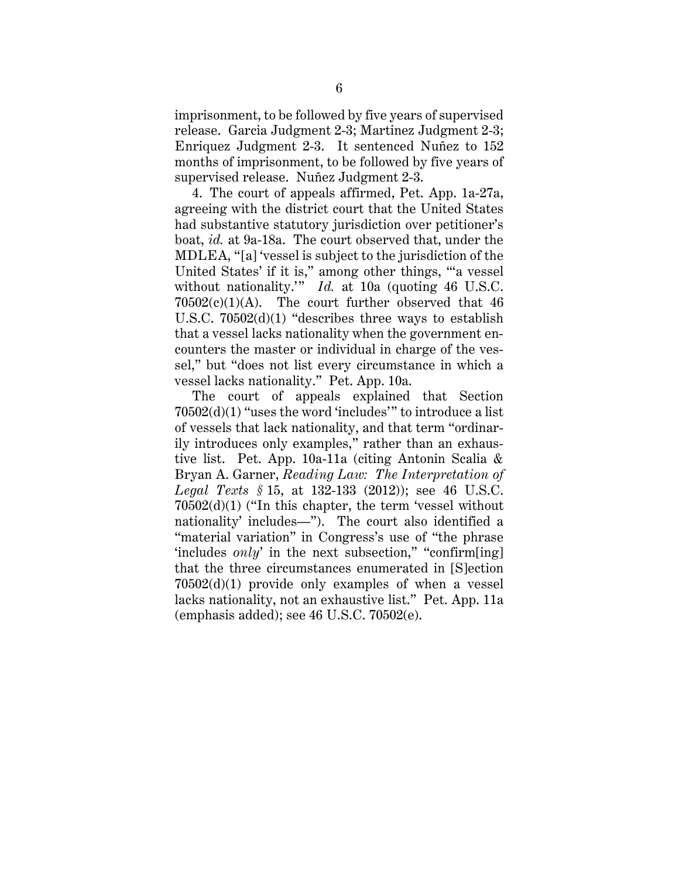imprisonment, to be followed by five years of supervised release. Garcia Judgment 2-3; Martinez Judgment 2-3; Enriquez Judgment 2-3. It sentenced Nuñez to 152 months of imprisonment, to be followed by five years of supervised release. Nuñez Judgment 2-3.

4. The court of appeals affirmed, Pet. App. 1a-27a, agreeing with the district court that the United States had substantive statutory jurisdiction over petitioner's boat, *id.* at 9a-18a. The court observed that, under the MDLEA, "[a] 'vessel is subject to the jurisdiction of the United States' if it is," among other things, "'a vessel without nationality.'" *Id.* at 10a (quoting 46 U.S.C. 70502(c)(1)(A). The court further observed that 46 U.S.C. 70502(d)(1) "describes three ways to establish that a vessel lacks nationality when the government encounters the master or individual in charge of the vessel," but "does not list every circumstance in which a vessel lacks nationality." Pet. App. 10a.

The court of appeals explained that Section 70502(d)(1) "uses the word 'includes'" to introduce a list of vessels that lack nationality, and that term "ordinarily introduces only examples," rather than an exhaustive list. Pet. App. 10a-11a (citing Antonin Scalia & Bryan A. Garner, *Reading Law: The Interpretation of Legal Texts §* 15, at 132-133 (2012)); see 46 U.S.C. 70502(d)(1) ("In this chapter, the term 'vessel without nationality' includes—"). The court also identified a "material variation" in Congress's use of "the phrase 'includes *only*' in the next subsection," "confirm[ing] that the three circumstances enumerated in [S]ection 70502(d)(1) provide only examples of when a vessel lacks nationality, not an exhaustive list." Pet. App. 11a (emphasis added); see 46 U.S.C. 70502(e).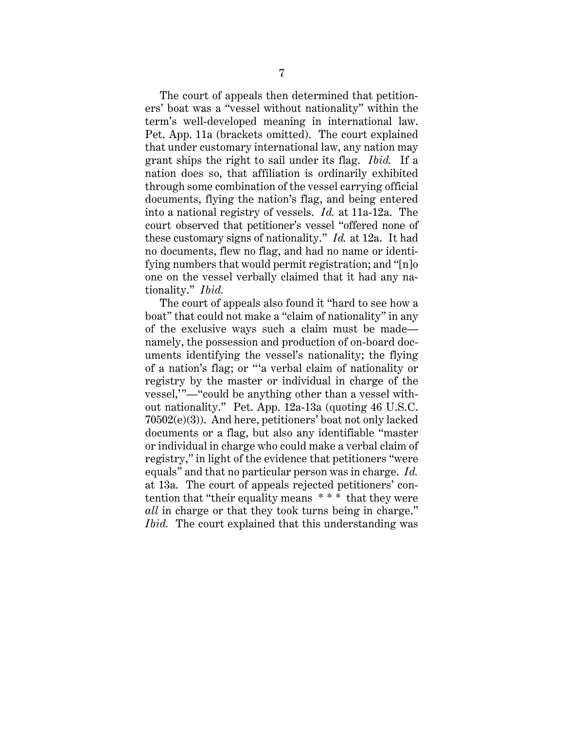The court of appeals then determined that petitioners' boat was a "vessel without nationality" within the term's well-developed meaning in international law. Pet. App. 11a (brackets omitted). The court explained that under customary international law, any nation may grant ships the right to sail under its flag. *Ibid.* If a nation does so, that affiliation is ordinarily exhibited through some combination of the vessel carrying official documents, flying the nation's flag, and being entered into a national registry of vessels. *Id.* at 11a-12a. The court observed that petitioner's vessel "offered none of these customary signs of nationality." *Id.* at 12a. It had no documents, flew no flag, and had no name or identifying numbers that would permit registration; and "[n]o one on the vessel verbally claimed that it had any nationality." *Ibid.*

The court of appeals also found it "hard to see how a boat" that could not make a "claim of nationality" in any of the exclusive ways such a claim must be made—namely, the possession and production of on-board documents identifying the vessel's nationality; the flying of a nation's flag; or "'a verbal claim of nationality or registry by the master or individual in charge of the vessel,'"—"could be anything other than a vessel without nationality." Pet. App. 12a-13a (quoting 46 U.S.C. 70502(e)(3)). And here, petitioners' boat not only lacked documents or a flag, but also any identifiable "master or individual in charge who could make a verbal claim of registry," in light of the evidence that petitioners "were equals" and that no particular person was in charge. *Id.* at 13a. The court of appeals rejected petitioners' contention that "their equality means * * * that they were *all* in charge or that they took turns being in charge." *Ibid.* The court explained that this understanding was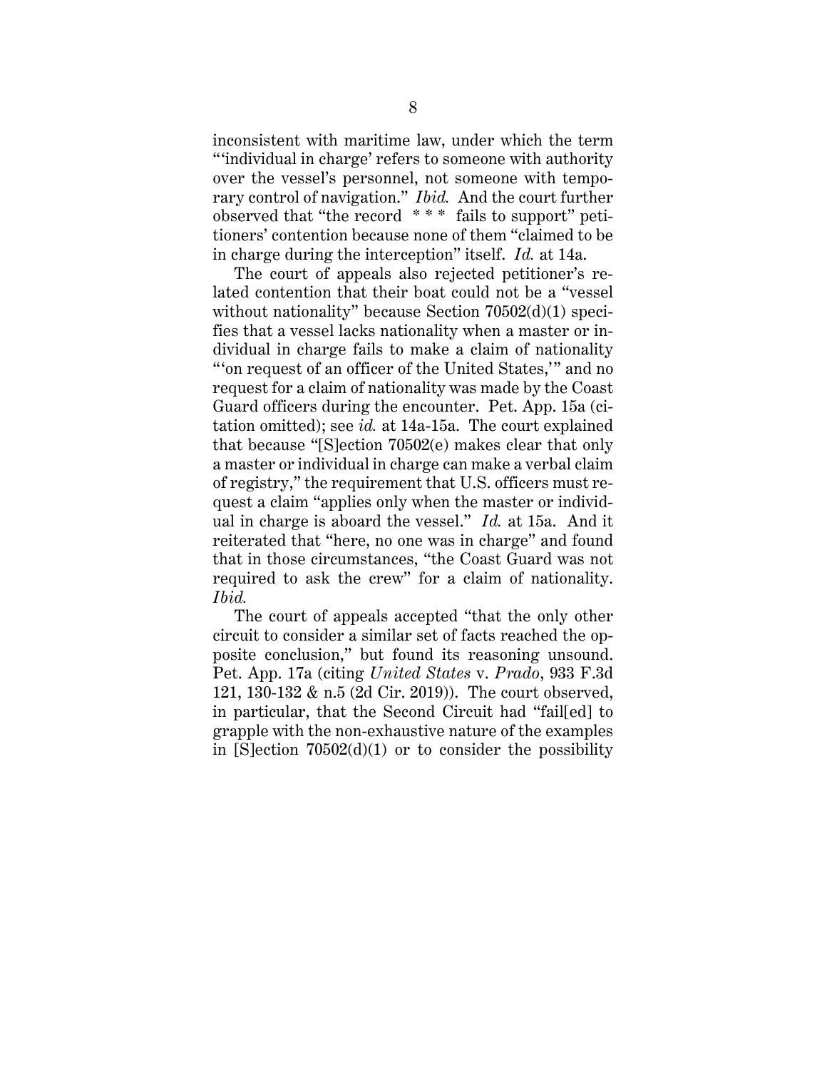inconsistent with maritime law, under which the term "'individual in charge' refers to someone with authority over the vessel's personnel, not someone with temporary control of navigation." *Ibid.* And the court further observed that "the record * * * fails to support" petitioners' contention because none of them "claimed to be in charge during the interception" itself. *Id.* at 14a.

The court of appeals also rejected petitioner's related contention that their boat could not be a "vessel without nationality" because Section 70502(d)(1) specifies that a vessel lacks nationality when a master or individual in charge fails to make a claim of nationality "'on request of an officer of the United States,'" and no request for a claim of nationality was made by the Coast Guard officers during the encounter. Pet. App. 15a (citation omitted); see *id.* at 14a-15a. The court explained that because "[S]ection 70502(e) makes clear that only a master or individual in charge can make a verbal claim of registry," the requirement that U.S. officers must request a claim "applies only when the master or individual in charge is aboard the vessel." *Id.* at 15a. And it reiterated that "here, no one was in charge" and found that in those circumstances, "the Coast Guard was not required to ask the crew" for a claim of nationality. *Ibid.*

The court of appeals accepted "that the only other circuit to consider a similar set of facts reached the opposite conclusion," but found its reasoning unsound. Pet. App. 17a (citing *United States* v. *Prado*, 933 F.3d 121, 130-132 & n.5 (2d Cir. 2019)). The court observed, in particular, that the Second Circuit had "fail[ed] to grapple with the non-exhaustive nature of the examples in [S]ection 70502(d)(1) or to consider the possibility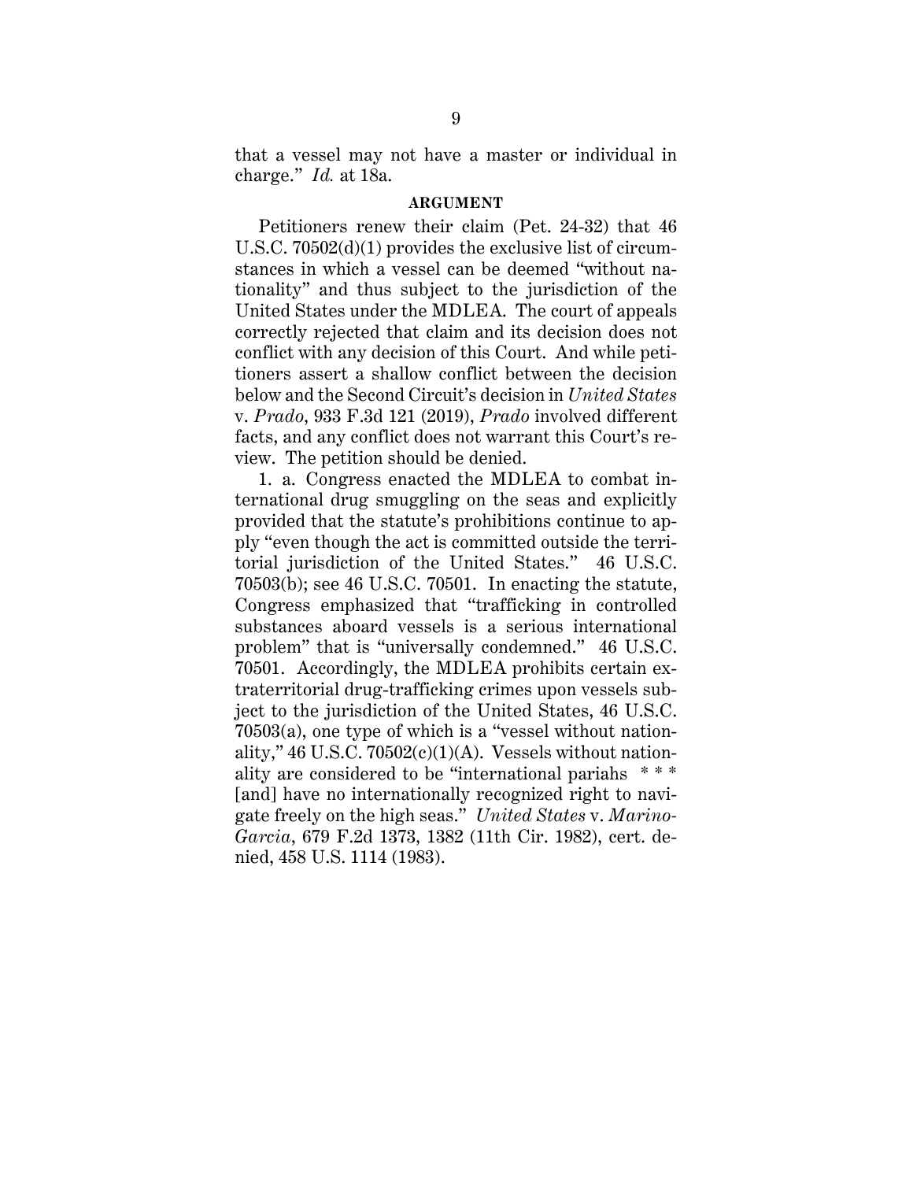that a vessel may not have a master or individual in charge." *Id.* at 18a.

## ARGUMENT

Petitioners renew their claim (Pet. 24-32) that 46 U.S.C. 70502(d)(1) provides the exclusive list of circumstances in which a vessel can be deemed "without nationality" and thus subject to the jurisdiction of the United States under the MDLEA. The court of appeals correctly rejected that claim and its decision does not conflict with any decision of this Court. And while petitioners assert a shallow conflict between the decision below and the Second Circuit's decision in *United States* v. *Prado*, 933 F.3d 121 (2019), *Prado* involved different facts, and any conflict does not warrant this Court's review. The petition should be denied.

1. a. Congress enacted the MDLEA to combat international drug smuggling on the seas and explicitly provided that the statute's prohibitions continue to apply "even though the act is committed outside the territorial jurisdiction of the United States." 46 U.S.C. 70503(b); see 46 U.S.C. 70501. In enacting the statute, Congress emphasized that "trafficking in controlled substances aboard vessels is a serious international problem" that is "universally condemned." 46 U.S.C. 70501. Accordingly, the MDLEA prohibits certain extraterritorial drug-trafficking crimes upon vessels subject to the jurisdiction of the United States, 46 U.S.C. 70503(a), one type of which is a "vessel without nationality," 46 U.S.C. 70502(c)(1)(A). Vessels without nationality are considered to be "international pariahs * * * [and] have no internationally recognized right to navigate freely on the high seas." *United States* v. *Marino-Garcia*, 679 F.2d 1373, 1382 (11th Cir. 1982), cert. denied, 458 U.S. 1114 (1983).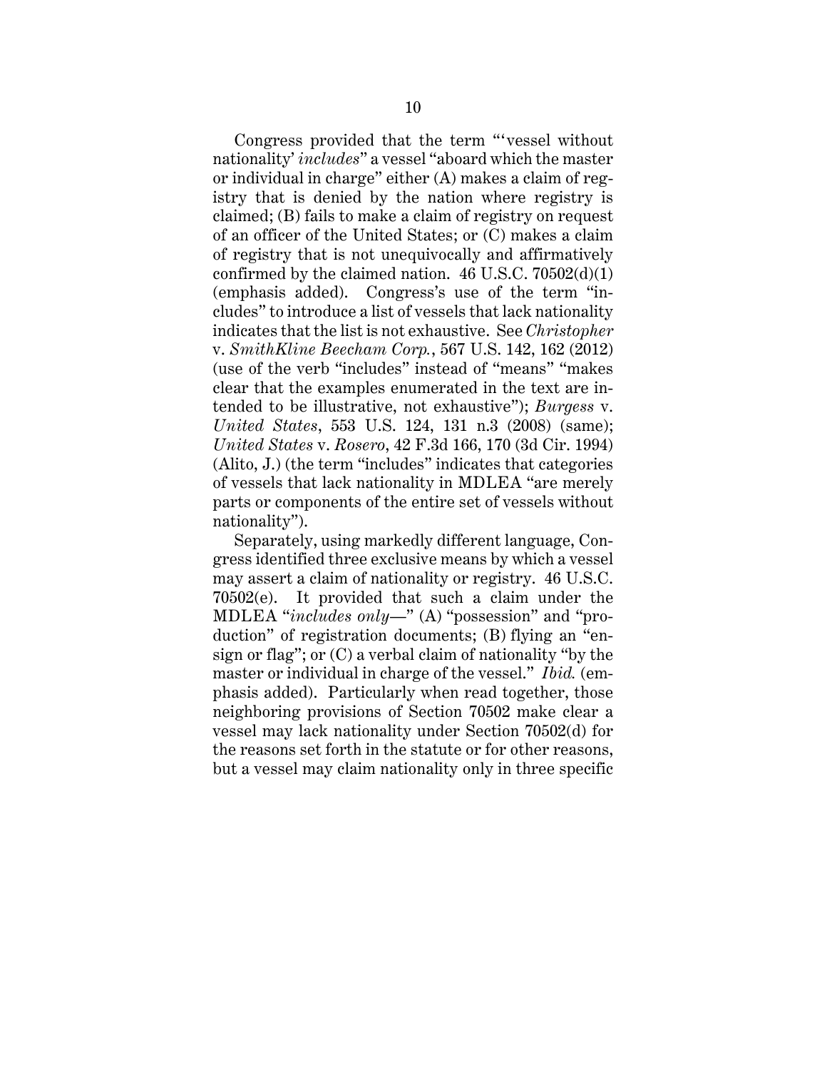Congress provided that the term "'vessel without nationality' *includes*" a vessel "aboard which the master or individual in charge" either (A) makes a claim of registry that is denied by the nation where registry is claimed; (B) fails to make a claim of registry on request of an officer of the United States; or (C) makes a claim of registry that is not unequivocally and affirmatively confirmed by the claimed nation. 46 U.S.C. 70502(d)(1) (emphasis added). Congress's use of the term "includes" to introduce a list of vessels that lack nationality indicates that the list is not exhaustive. See *Christopher* v. *SmithKline Beecham Corp.*, 567 U.S. 142, 162 (2012) (use of the verb "includes" instead of "means" "makes clear that the examples enumerated in the text are intended to be illustrative, not exhaustive"); *Burgess* v. *United States*, 553 U.S. 124, 131 n.3 (2008) (same); *United States* v. *Rosero*, 42 F.3d 166, 170 (3d Cir. 1994) (Alito, J.) (the term "includes" indicates that categories of vessels that lack nationality in MDLEA "are merely parts or components of the entire set of vessels without nationality").

Separately, using markedly different language, Congress identified three exclusive means by which a vessel may assert a claim of nationality or registry. 46 U.S.C. 70502(e). It provided that such a claim under the MDLEA "*includes only*—" (A) "possession" and "production" of registration documents; (B) flying an "ensign or flag"; or (C) a verbal claim of nationality "by the master or individual in charge of the vessel." *Ibid.* (emphasis added). Particularly when read together, those neighboring provisions of Section 70502 make clear a vessel may lack nationality under Section 70502(d) for the reasons set forth in the statute or for other reasons, but a vessel may claim nationality only in three specific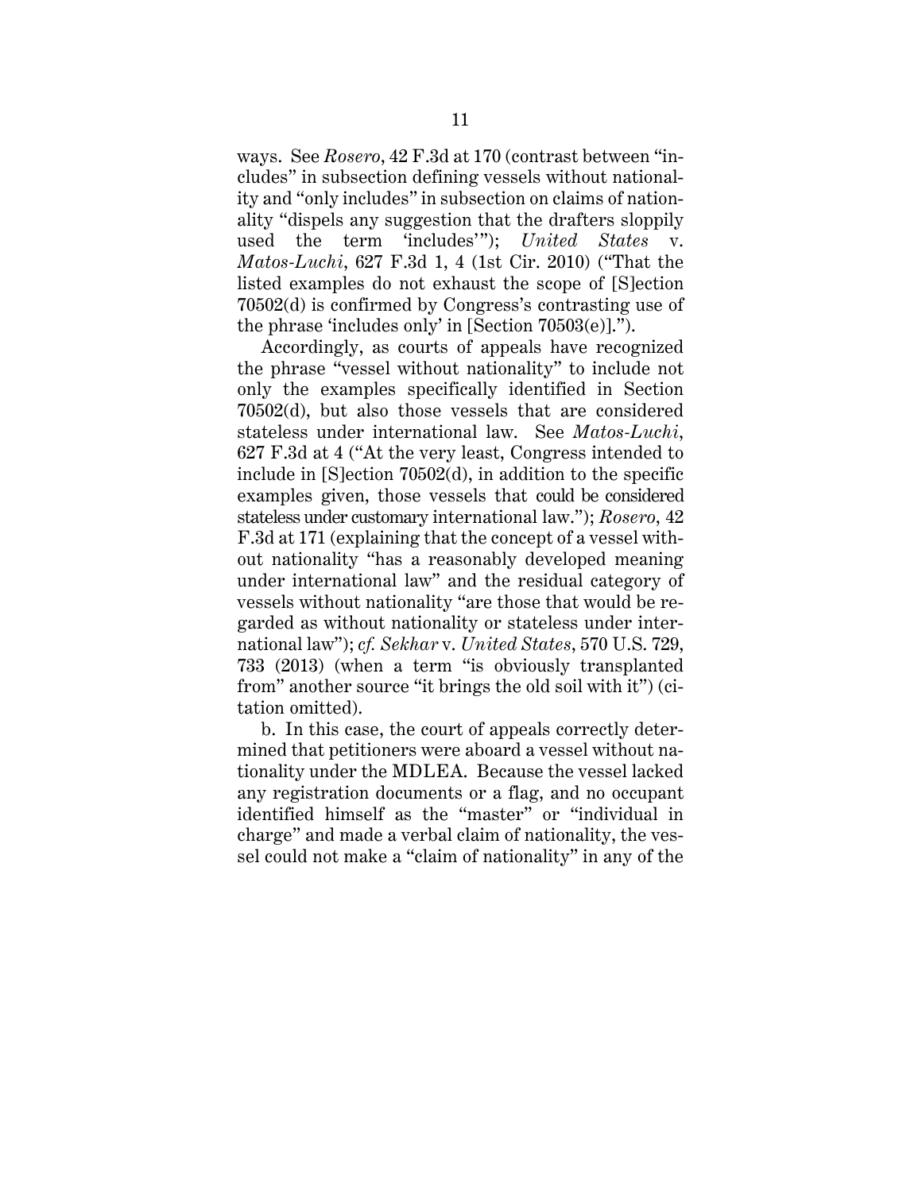ways. See *Rosero*, 42 F.3d at 170 (contrast between "includes" in subsection defining vessels without nationality and "only includes" in subsection on claims of nationality "dispels any suggestion that the drafters sloppily used the term 'includes'"); *United States* v. *Matos-Luchi*, 627 F.3d 1, 4 (1st Cir. 2010) ("That the listed examples do not exhaust the scope of [S]ection 70502(d) is confirmed by Congress's contrasting use of the phrase 'includes only' in [Section 70503(e)].").

Accordingly, as courts of appeals have recognized the phrase "vessel without nationality" to include not only the examples specifically identified in Section 70502(d), but also those vessels that are considered stateless under international law. See *Matos-Luchi*, 627 F.3d at 4 ("At the very least, Congress intended to include in [S]ection 70502(d), in addition to the specific examples given, those vessels that could be considered stateless under customary international law."); *Rosero*, 42 F.3d at 171 (explaining that the concept of a vessel without nationality "has a reasonably developed meaning under international law" and the residual category of vessels without nationality "are those that would be regarded as without nationality or stateless under international law"); *cf. Sekhar* v. *United States*, 570 U.S. 729, 733 (2013) (when a term "is obviously transplanted from" another source "it brings the old soil with it") (citation omitted).

b. In this case, the court of appeals correctly determined that petitioners were aboard a vessel without nationality under the MDLEA. Because the vessel lacked any registration documents or a flag, and no occupant identified himself as the "master" or "individual in charge" and made a verbal claim of nationality, the vessel could not make a "claim of nationality" in any of the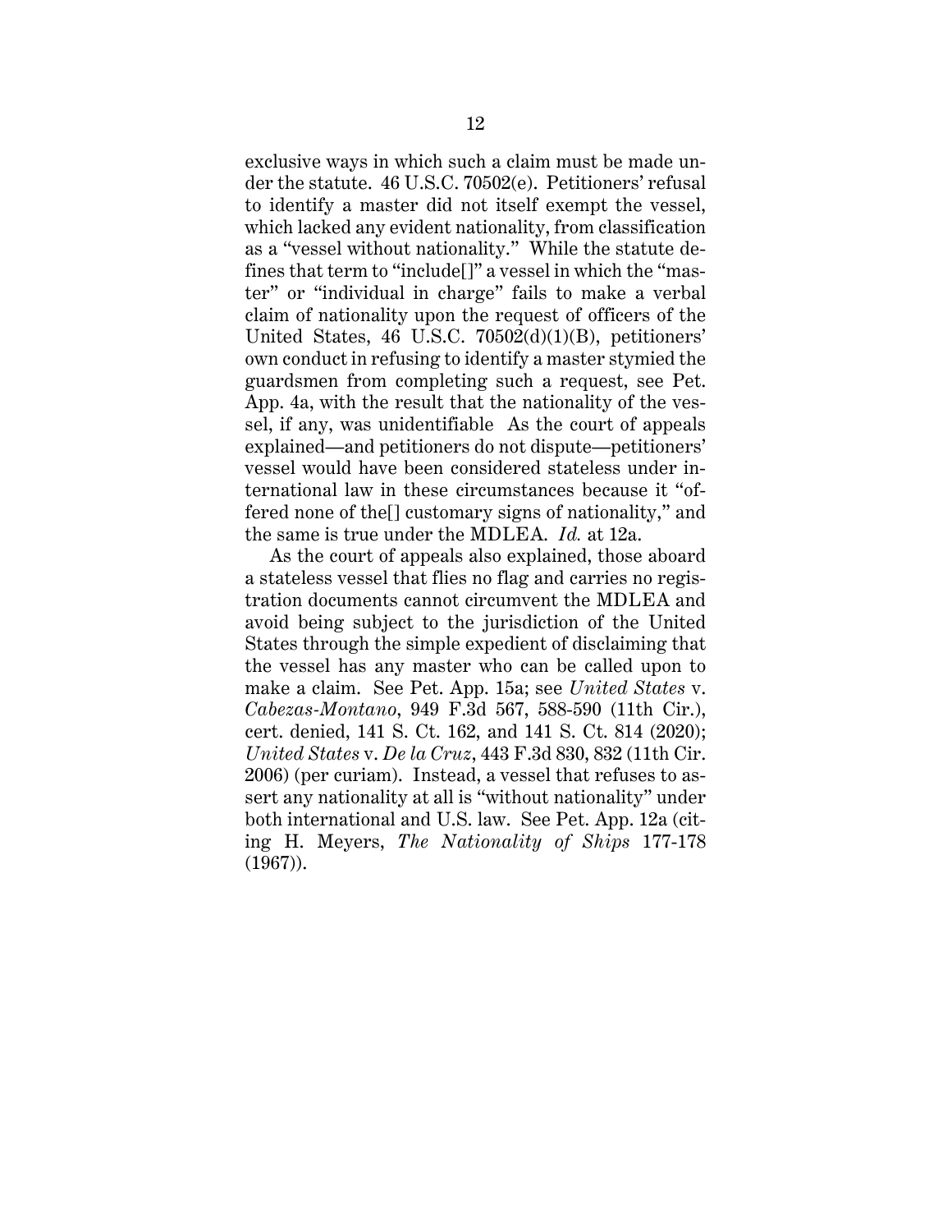exclusive ways in which such a claim must be made under the statute. 46 U.S.C. 70502(e). Petitioners' refusal to identify a master did not itself exempt the vessel, which lacked any evident nationality, from classification as a "vessel without nationality." While the statute defines that term to "include[]" a vessel in which the "master" or "individual in charge" fails to make a verbal claim of nationality upon the request of officers of the United States, 46 U.S.C. 70502(d)(1)(B), petitioners' own conduct in refusing to identify a master stymied the guardsmen from completing such a request, see Pet. App. 4a, with the result that the nationality of the vessel, if any, was unidentifiable As the court of appeals explained—and petitioners do not dispute—petitioners' vessel would have been considered stateless under international law in these circumstances because it "offered none of the[] customary signs of nationality," and the same is true under the MDLEA. *Id.* at 12a.

As the court of appeals also explained, those aboard a stateless vessel that flies no flag and carries no registration documents cannot circumvent the MDLEA and avoid being subject to the jurisdiction of the United States through the simple expedient of disclaiming that the vessel has any master who can be called upon to make a claim. See Pet. App. 15a; see *United States* v. *Cabezas-Montano*, 949 F.3d 567, 588-590 (11th Cir.), cert. denied, 141 S. Ct. 162, and 141 S. Ct. 814 (2020); *United States* v. *De la Cruz*, 443 F.3d 830, 832 (11th Cir. 2006) (per curiam). Instead, a vessel that refuses to assert any nationality at all is "without nationality" under both international and U.S. law. See Pet. App. 12a (citing H. Meyers, *The Nationality of Ships* 177-178 (1967)).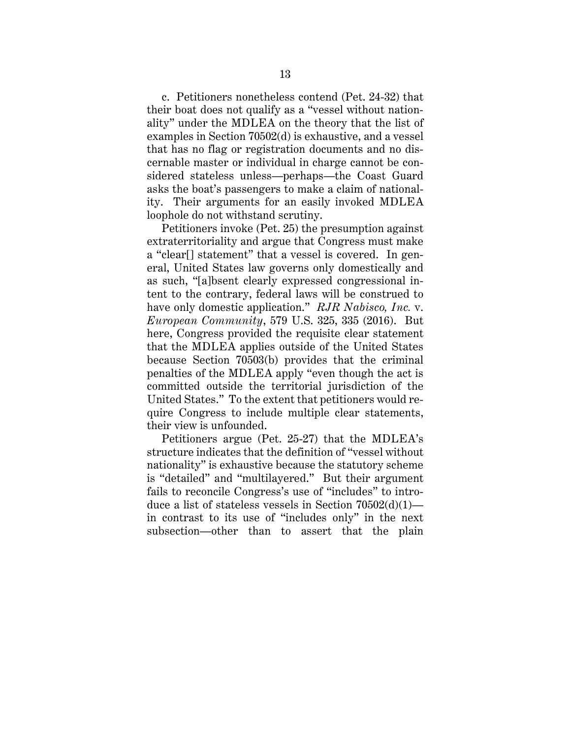c. Petitioners nonetheless contend (Pet. 24-32) that their boat does not qualify as a "vessel without nationality" under the MDLEA on the theory that the list of examples in Section 70502(d) is exhaustive, and a vessel that has no flag or registration documents and no discernable master or individual in charge cannot be considered stateless unless—perhaps—the Coast Guard asks the boat's passengers to make a claim of nationality. Their arguments for an easily invoked MDLEA loophole do not withstand scrutiny.

Petitioners invoke (Pet. 25) the presumption against extraterritoriality and argue that Congress must make a "clear[] statement" that a vessel is covered. In general, United States law governs only domestically and as such, "[a]bsent clearly expressed congressional intent to the contrary, federal laws will be construed to have only domestic application." *RJR Nabisco, Inc.* v. *European Community*, 579 U.S. 325, 335 (2016). But here, Congress provided the requisite clear statement that the MDLEA applies outside of the United States because Section 70503(b) provides that the criminal penalties of the MDLEA apply "even though the act is committed outside the territorial jurisdiction of the United States." To the extent that petitioners would require Congress to include multiple clear statements, their view is unfounded.

Petitioners argue (Pet. 25-27) that the MDLEA's structure indicates that the definition of "vessel without nationality" is exhaustive because the statutory scheme is "detailed" and "multilayered." But their argument fails to reconcile Congress's use of "includes" to introduce a list of stateless vessels in Section 70502(d)(1)—in contrast to its use of "includes only" in the next subsection—other than to assert that the plain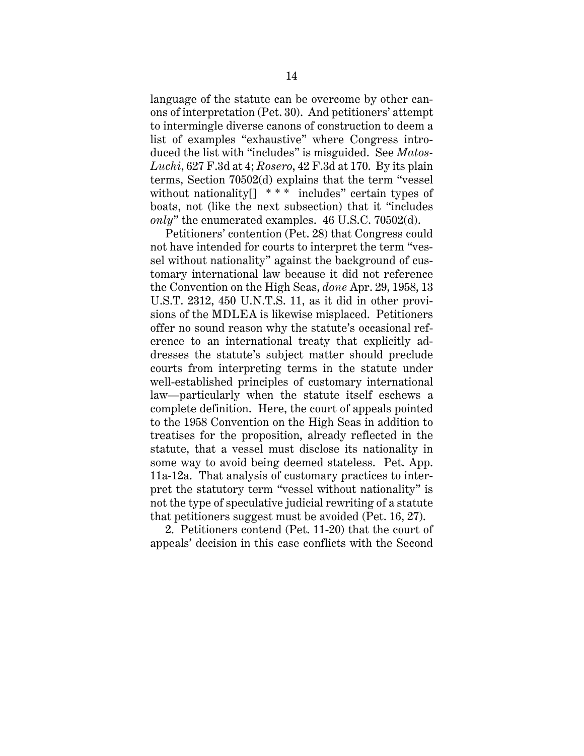language of the statute can be overcome by other canons of interpretation (Pet. 30). And petitioners' attempt to intermingle diverse canons of construction to deem a list of examples "exhaustive" where Congress introduced the list with "includes" is misguided. See *Matos-Luchi*, 627 F.3d at 4; *Rosero*, 42 F.3d at 170. By its plain terms, Section 70502(d) explains that the term "vessel without nationality[] * * * includes" certain types of boats, not (like the next subsection) that it "includes *only*" the enumerated examples. 46 U.S.C. 70502(d).

Petitioners' contention (Pet. 28) that Congress could not have intended for courts to interpret the term "vessel without nationality" against the background of customary international law because it did not reference the Convention on the High Seas, *done* Apr. 29, 1958, 13 U.S.T. 2312, 450 U.N.T.S. 11, as it did in other provisions of the MDLEA is likewise misplaced. Petitioners offer no sound reason why the statute's occasional reference to an international treaty that explicitly addresses the statute's subject matter should preclude courts from interpreting terms in the statute under well-established principles of customary international law—particularly when the statute itself eschews a complete definition. Here, the court of appeals pointed to the 1958 Convention on the High Seas in addition to treatises for the proposition, already reflected in the statute, that a vessel must disclose its nationality in some way to avoid being deemed stateless. Pet. App. 11a-12a. That analysis of customary practices to interpret the statutory term "vessel without nationality" is not the type of speculative judicial rewriting of a statute that petitioners suggest must be avoided (Pet. 16, 27).

2. Petitioners contend (Pet. 11-20) that the court of appeals' decision in this case conflicts with the Second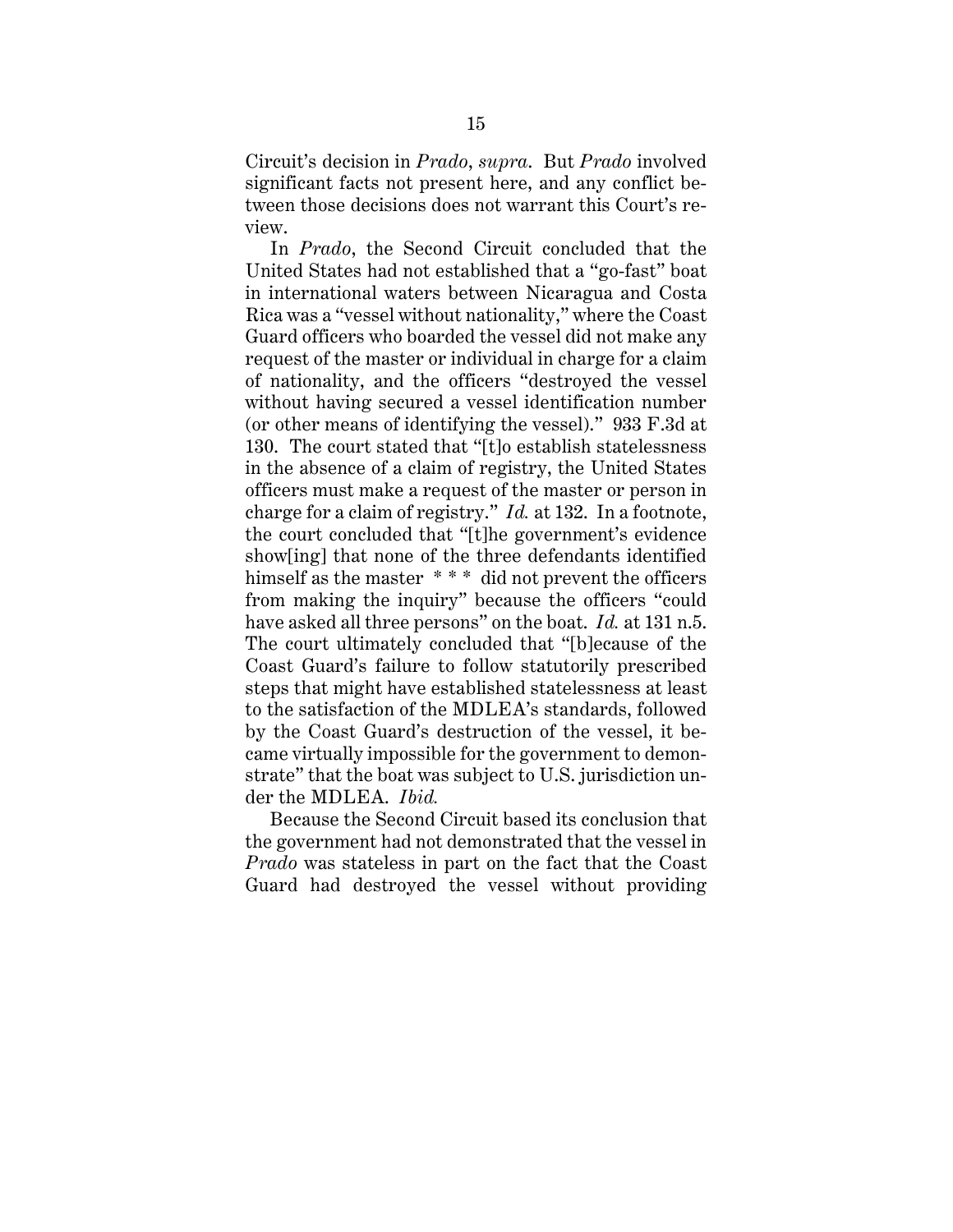Circuit's decision in *Prado*, *supra*. But *Prado* involved significant facts not present here, and any conflict between those decisions does not warrant this Court's review.

In *Prado*, the Second Circuit concluded that the United States had not established that a "go-fast" boat in international waters between Nicaragua and Costa Rica was a "vessel without nationality," where the Coast Guard officers who boarded the vessel did not make any request of the master or individual in charge for a claim of nationality, and the officers "destroyed the vessel without having secured a vessel identification number (or other means of identifying the vessel)." 933 F.3d at 130. The court stated that "[t]o establish statelessness in the absence of a claim of registry, the United States officers must make a request of the master or person in charge for a claim of registry." *Id.* at 132. In a footnote, the court concluded that "[t]he government's evidence show[ing] that none of the three defendants identified himself as the master * * * did not prevent the officers from making the inquiry" because the officers "could have asked all three persons" on the boat. *Id.* at 131 n.5. The court ultimately concluded that "[b]ecause of the Coast Guard's failure to follow statutorily prescribed steps that might have established statelessness at least to the satisfaction of the MDLEA's standards, followed by the Coast Guard's destruction of the vessel, it became virtually impossible for the government to demonstrate" that the boat was subject to U.S. jurisdiction under the MDLEA. *Ibid.*

Because the Second Circuit based its conclusion that the government had not demonstrated that the vessel in *Prado* was stateless in part on the fact that the Coast Guard had destroyed the vessel without providing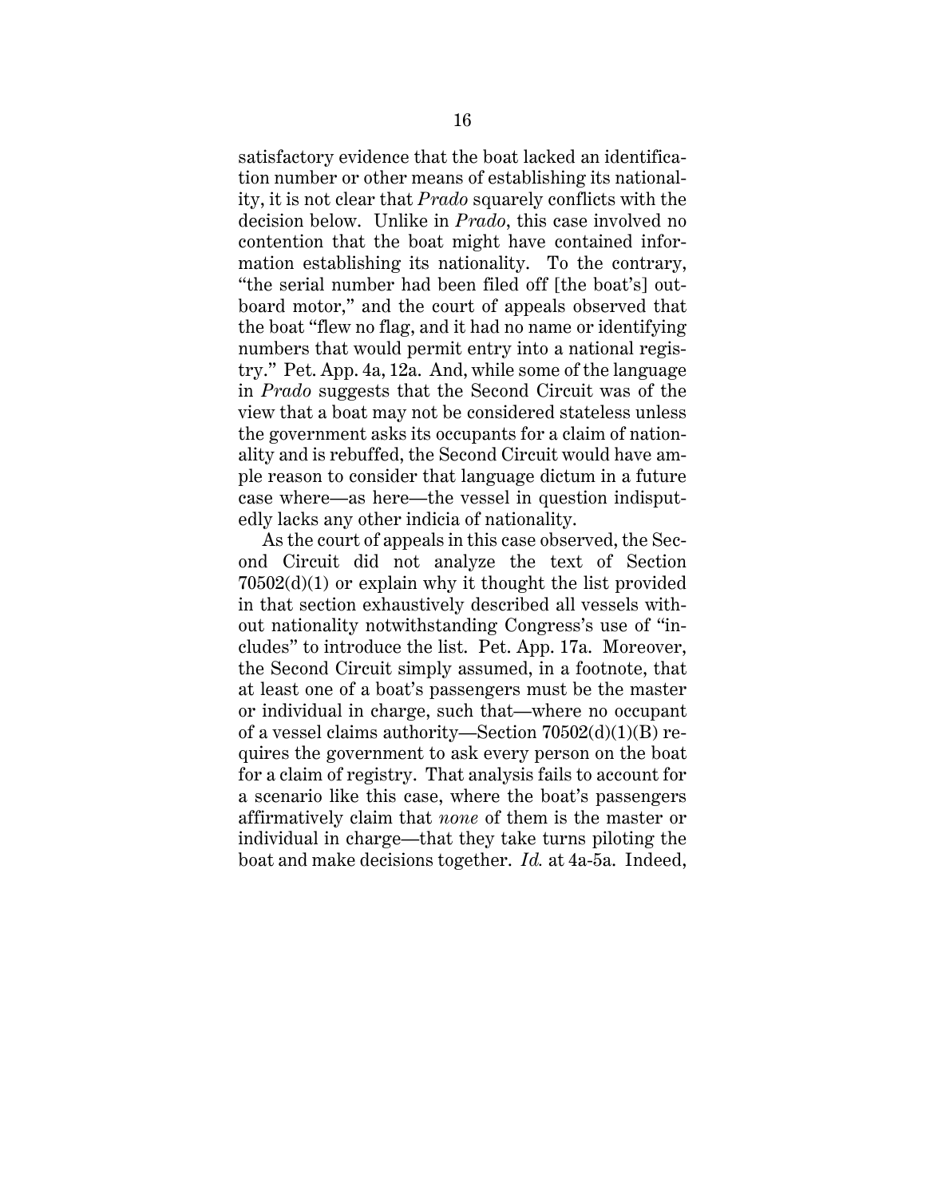satisfactory evidence that the boat lacked an identification number or other means of establishing its nationality, it is not clear that *Prado* squarely conflicts with the decision below. Unlike in *Prado*, this case involved no contention that the boat might have contained information establishing its nationality. To the contrary, "the serial number had been filed off [the boat's] outboard motor," and the court of appeals observed that the boat "flew no flag, and it had no name or identifying numbers that would permit entry into a national registry." Pet. App. 4a, 12a. And, while some of the language in *Prado* suggests that the Second Circuit was of the view that a boat may not be considered stateless unless the government asks its occupants for a claim of nationality and is rebuffed, the Second Circuit would have ample reason to consider that language dictum in a future case where—as here—the vessel in question indisputedly lacks any other indicia of nationality.

As the court of appeals in this case observed, the Second Circuit did not analyze the text of Section 70502(d)(1) or explain why it thought the list provided in that section exhaustively described all vessels without nationality notwithstanding Congress's use of "includes" to introduce the list. Pet. App. 17a. Moreover, the Second Circuit simply assumed, in a footnote, that at least one of a boat's passengers must be the master or individual in charge, such that—where no occupant of a vessel claims authority—Section 70502(d)(1)(B) requires the government to ask every person on the boat for a claim of registry. That analysis fails to account for a scenario like this case, where the boat's passengers affirmatively claim that *none* of them is the master or individual in charge—that they take turns piloting the boat and make decisions together. *Id.* at 4a-5a. Indeed,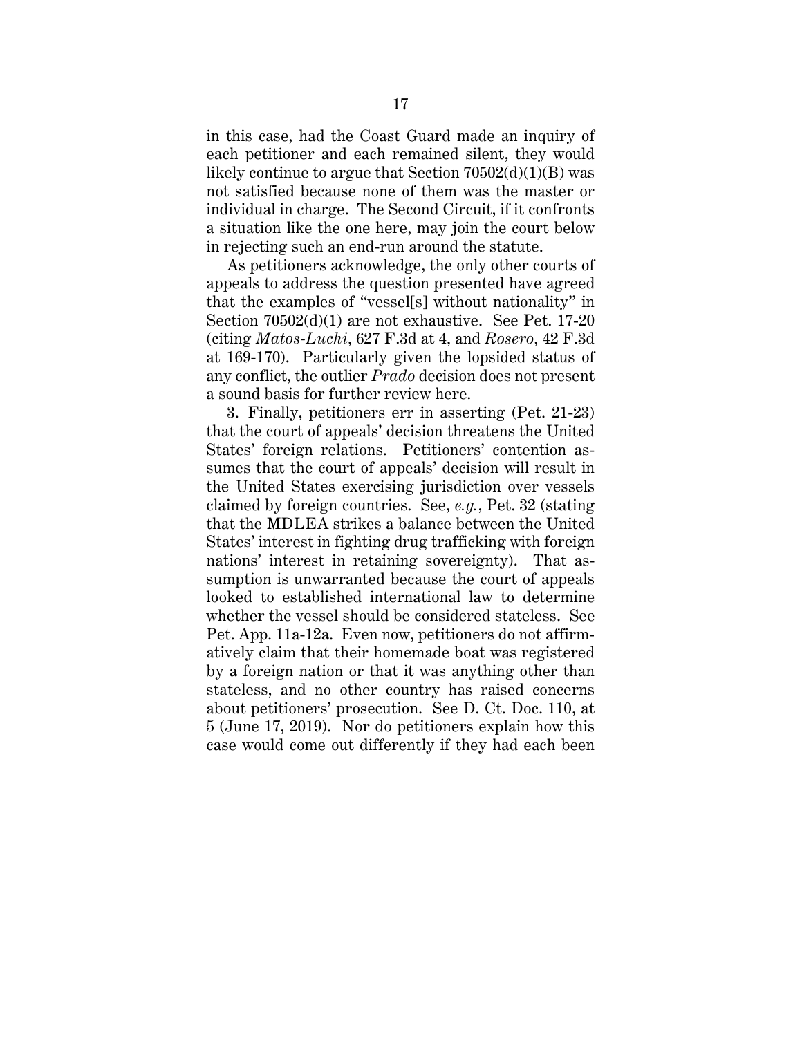in this case, had the Coast Guard made an inquiry of each petitioner and each remained silent, they would likely continue to argue that Section 70502(d)(1)(B) was not satisfied because none of them was the master or individual in charge. The Second Circuit, if it confronts a situation like the one here, may join the court below in rejecting such an end-run around the statute.

As petitioners acknowledge, the only other courts of appeals to address the question presented have agreed that the examples of "vessel[s] without nationality" in Section 70502(d)(1) are not exhaustive. See Pet. 17-20 (citing *Matos-Luchi*, 627 F.3d at 4, and *Rosero*, 42 F.3d at 169-170). Particularly given the lopsided status of any conflict, the outlier *Prado* decision does not present a sound basis for further review here.

3. Finally, petitioners err in asserting (Pet. 21-23) that the court of appeals' decision threatens the United States' foreign relations. Petitioners' contention assumes that the court of appeals' decision will result in the United States exercising jurisdiction over vessels claimed by foreign countries. See, *e.g.*, Pet. 32 (stating that the MDLEA strikes a balance between the United States' interest in fighting drug trafficking with foreign nations' interest in retaining sovereignty). That assumption is unwarranted because the court of appeals looked to established international law to determine whether the vessel should be considered stateless. See Pet. App. 11a-12a. Even now, petitioners do not affirmatively claim that their homemade boat was registered by a foreign nation or that it was anything other than stateless, and no other country has raised concerns about petitioners' prosecution. See D. Ct. Doc. 110, at 5 (June 17, 2019). Nor do petitioners explain how this case would come out differently if they had each been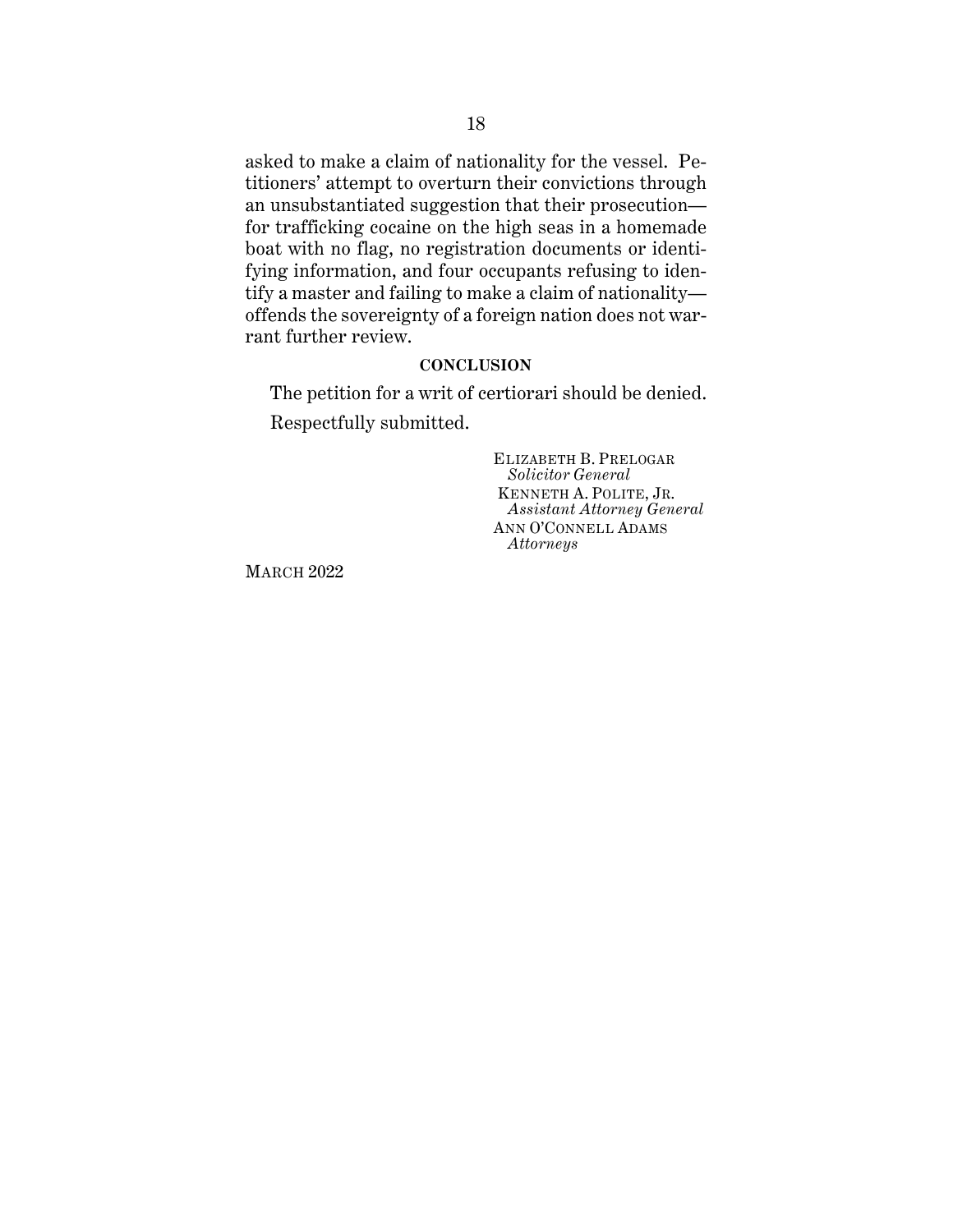asked to make a claim of nationality for the vessel. Petitioners' attempt to overturn their convictions through an unsubstantiated suggestion that their prosecution—for trafficking cocaine on the high seas in a homemade boat with no flag, no registration documents or identifying information, and four occupants refusing to identify a master and failing to make a claim of nationality—offends the sovereignty of a foreign nation does not warrant further review.

## CONCLUSION

The petition for a writ of certiorari should be denied.

Respectfully submitted.

ELIZABETH B. PRELOGAR
*Solicitor General*
KENNETH A. POLITE, JR.
*Assistant Attorney General*
ANN O'CONNELL ADAMS
*Attorneys*

MARCH 2022